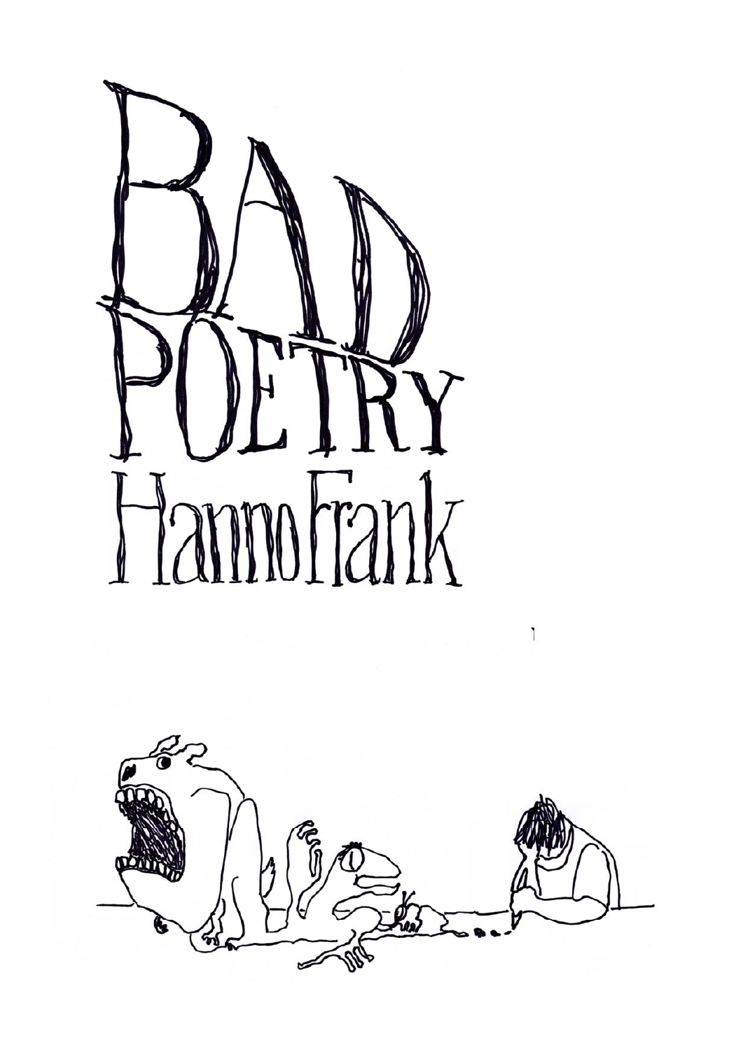# BAD POETRY

## Hanno Frank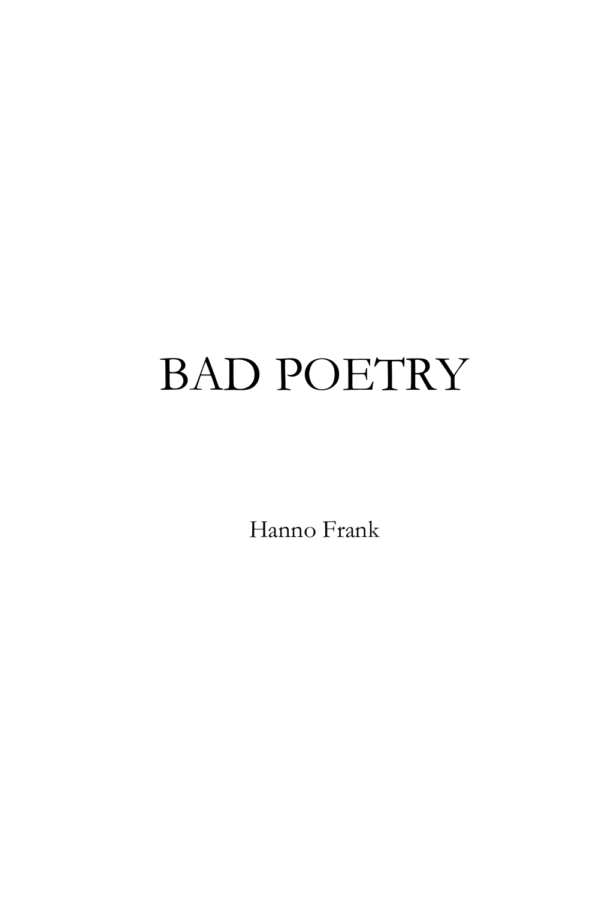# BAD POETRY

Hanno Frank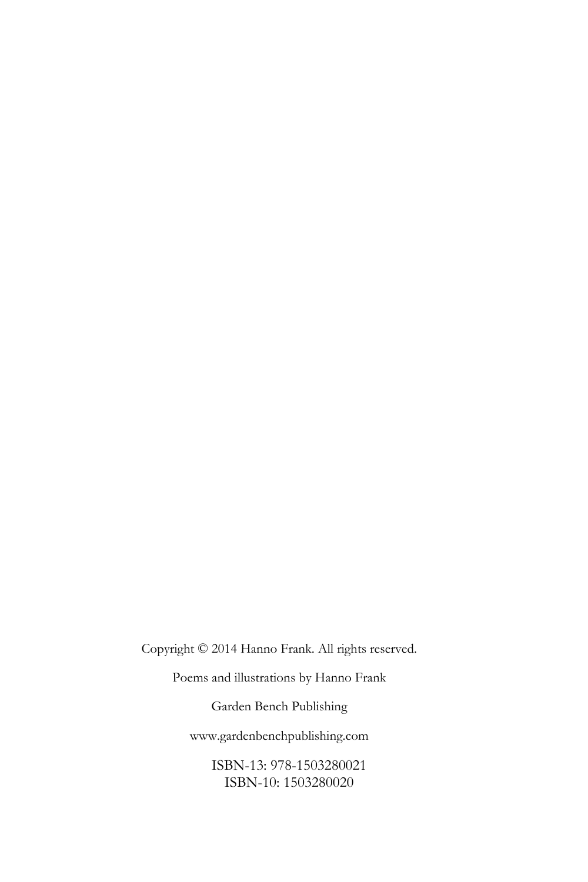Copyright © 2014 Hanno Frank. All rights reserved.

Poems and illustrations by Hanno Frank

Garden Bench Publishing

www.gardenbenchpublishing.com

ISBN-13: 978-1503280021
ISBN-10: 1503280020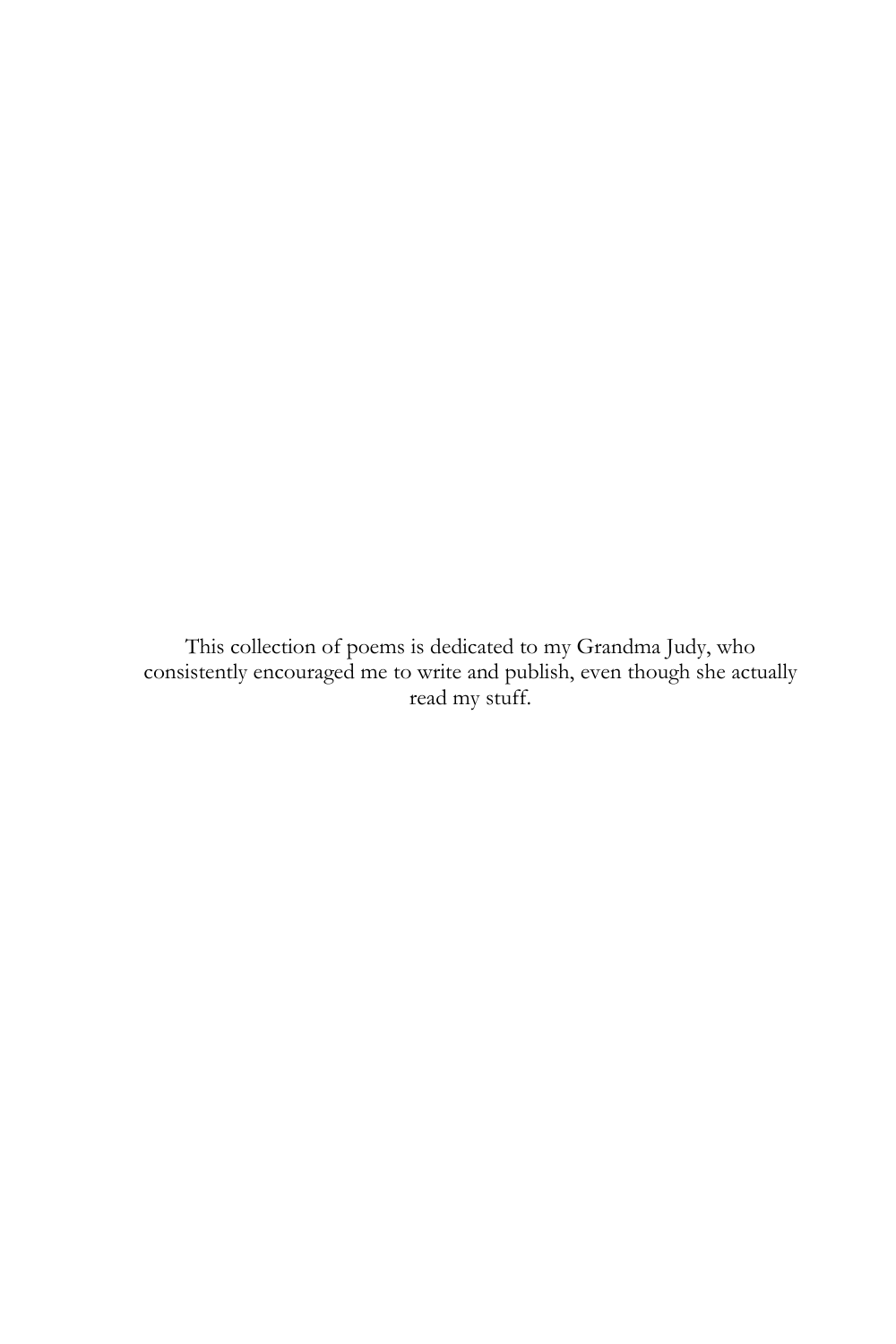This collection of poems is dedicated to my Grandma Judy, who consistently encouraged me to write and publish, even though she actually read my stuff.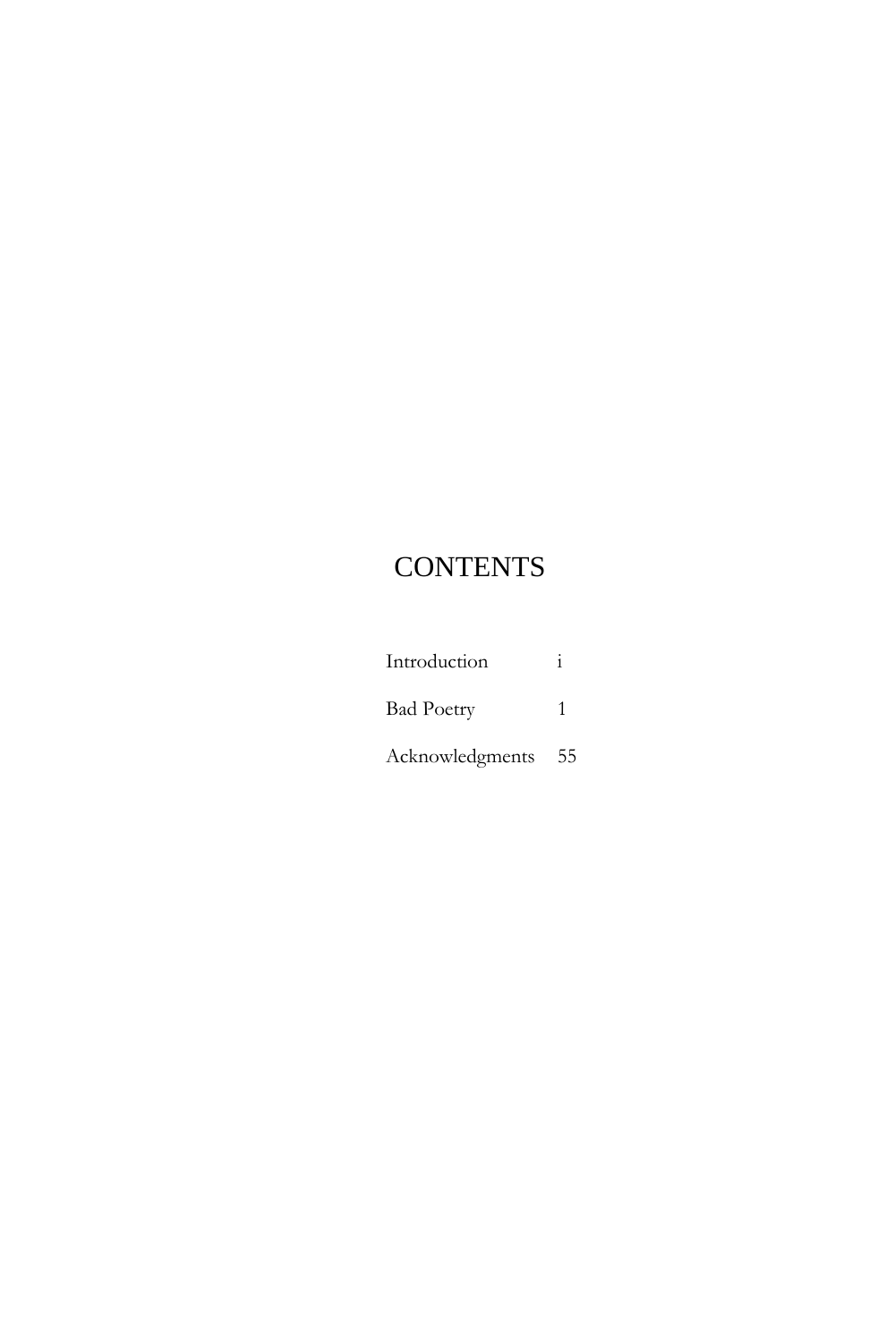# CONTENTS

| | |
|---|---|
| Introduction | i |
| Bad Poetry | 1 |
| Acknowledgments | 55 |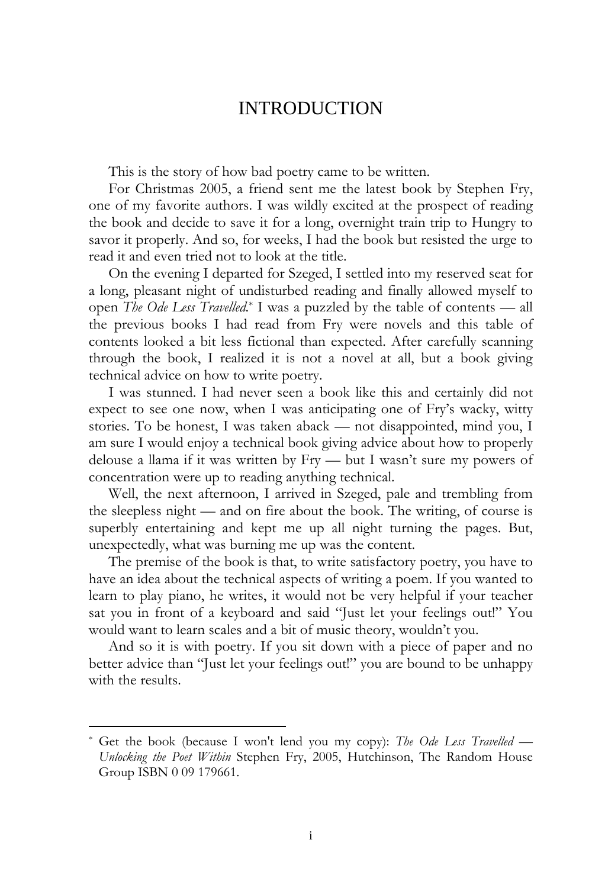# INTRODUCTION

This is the story of how bad poetry came to be written.

For Christmas 2005, a friend sent me the latest book by Stephen Fry, one of my favorite authors. I was wildly excited at the prospect of reading the book and decide to save it for a long, overnight train trip to Hungry to savor it properly. And so, for weeks, I had the book but resisted the urge to read it and even tried not to look at the title.

On the evening I departed for Szeged, I settled into my reserved seat for a long, pleasant night of undisturbed reading and finally allowed myself to open *The Ode Less Travelled*.* I was a puzzled by the table of contents — all the previous books I had read from Fry were novels and this table of contents looked a bit less fictional than expected. After carefully scanning through the book, I realized it is not a novel at all, but a book giving technical advice on how to write poetry.

I was stunned. I had never seen a book like this and certainly did not expect to see one now, when I was anticipating one of Fry's wacky, witty stories. To be honest, I was taken aback — not disappointed, mind you, I am sure I would enjoy a technical book giving advice about how to properly delouse a llama if it was written by Fry — but I wasn't sure my powers of concentration were up to reading anything technical.

Well, the next afternoon, I arrived in Szeged, pale and trembling from the sleepless night — and on fire about the book. The writing, of course is superbly entertaining and kept me up all night turning the pages. But, unexpectedly, what was burning me up was the content.

The premise of the book is that, to write satisfactory poetry, you have to have an idea about the technical aspects of writing a poem. If you wanted to learn to play piano, he writes, it would not be very helpful if your teacher sat you in front of a keyboard and said "Just let your feelings out!" You would want to learn scales and a bit of music theory, wouldn't you.

And so it is with poetry. If you sit down with a piece of paper and no better advice than "Just let your feelings out!" you are bound to be unhappy with the results.

---

* Get the book (because I won't lend you my copy): *The Ode Less Travelled — Unlocking the Poet Within* Stephen Fry, 2005, Hutchinson, The Random House Group ISBN 0 09 179661.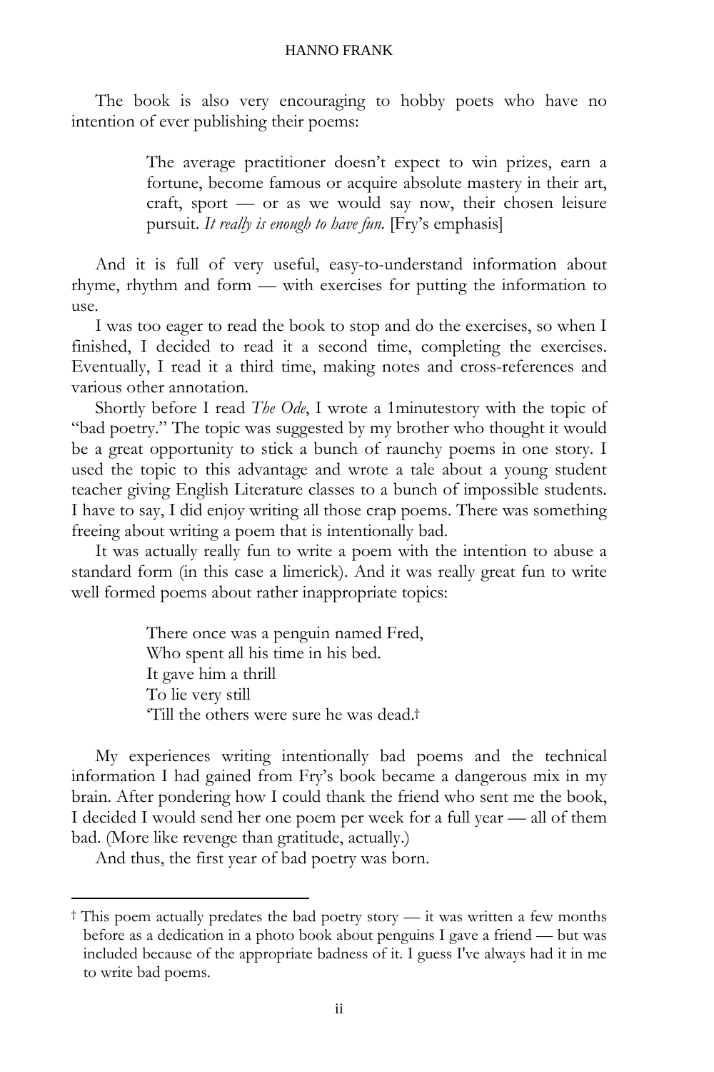The book is also very encouraging to hobby poets who have no intention of ever publishing their poems:

> The average practitioner doesn't expect to win prizes, earn a fortune, become famous or acquire absolute mastery in their art, craft, sport — or as we would say now, their chosen leisure pursuit. *It really is enough to have fun.* [Fry's emphasis]

And it is full of very useful, easy-to-understand information about rhyme, rhythm and form — with exercises for putting the information to use.

I was too eager to read the book to stop and do the exercises, so when I finished, I decided to read it a second time, completing the exercises. Eventually, I read it a third time, making notes and cross-references and various other annotation.

Shortly before I read *The Ode*, I wrote a 1minutestory with the topic of "bad poetry." The topic was suggested by my brother who thought it would be a great opportunity to stick a bunch of raunchy poems in one story. I used the topic to this advantage and wrote a tale about a young student teacher giving English Literature classes to a bunch of impossible students. I have to say, I did enjoy writing all those crap poems. There was something freeing about writing a poem that is intentionally bad.

It was actually really fun to write a poem with the intention to abuse a standard form (in this case a limerick). And it was really great fun to write well formed poems about rather inappropriate topics:

> There once was a penguin named Fred,
> Who spent all his time in his bed.
> It gave him a thrill
> To lie very still
> 'Till the others were sure he was dead.†

My experiences writing intentionally bad poems and the technical information I had gained from Fry's book became a dangerous mix in my brain. After pondering how I could thank the friend who sent me the book, I decided I would send her one poem per week for a full year — all of them bad. (More like revenge than gratitude, actually.)

And thus, the first year of bad poetry was born.

---

† This poem actually predates the bad poetry story — it was written a few months before as a dedication in a photo book about penguins I gave a friend — but was included because of the appropriate badness of it. I guess I've always had it in me to write bad poems.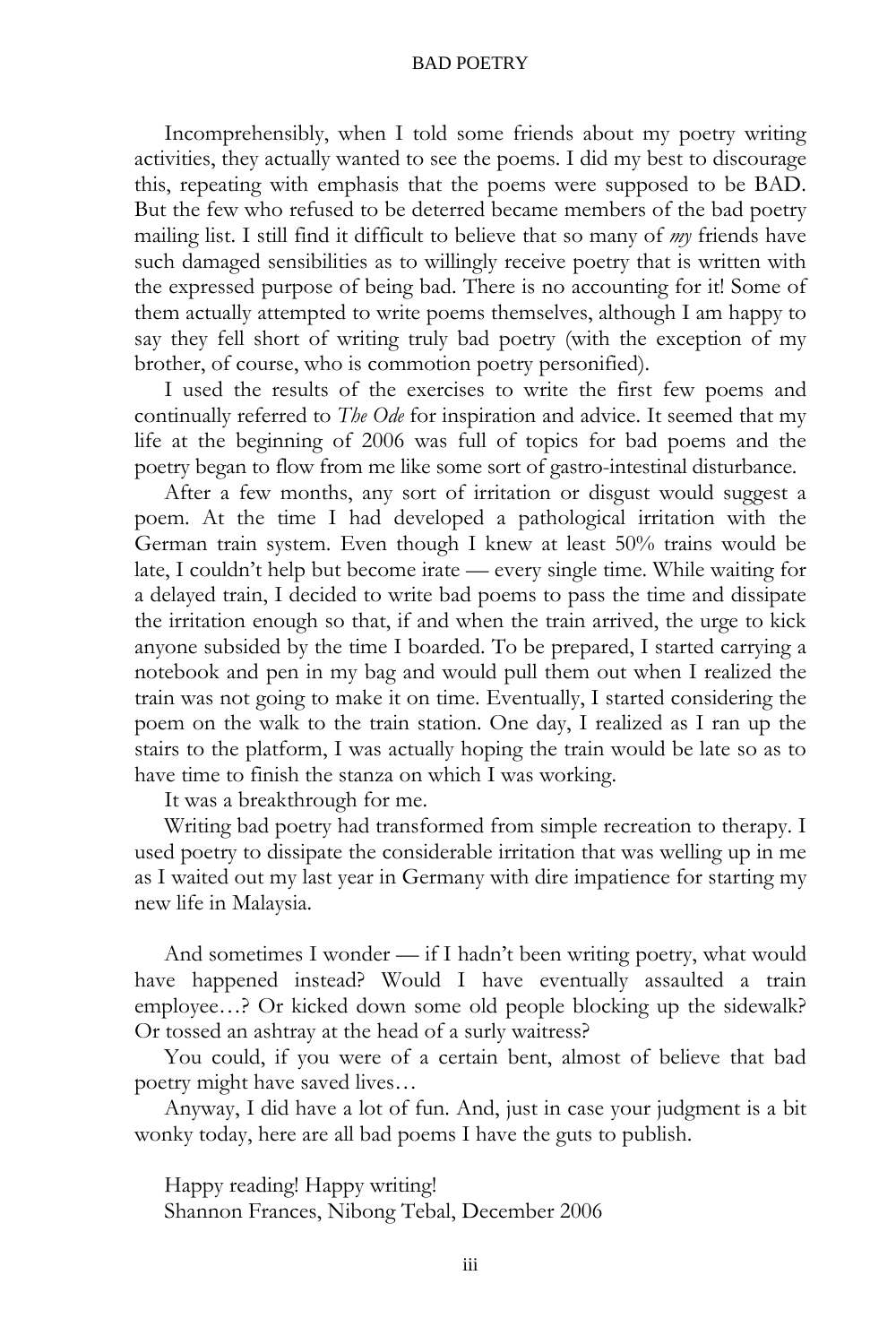Incomprehensibly, when I told some friends about my poetry writing activities, they actually wanted to see the poems. I did my best to discourage this, repeating with emphasis that the poems were supposed to be BAD. But the few who refused to be deterred became members of the bad poetry mailing list. I still find it difficult to believe that so many of *my* friends have such damaged sensibilities as to willingly receive poetry that is written with the expressed purpose of being bad. There is no accounting for it! Some of them actually attempted to write poems themselves, although I am happy to say they fell short of writing truly bad poetry (with the exception of my brother, of course, who is commotion poetry personified).

I used the results of the exercises to write the first few poems and continually referred to *The Ode* for inspiration and advice. It seemed that my life at the beginning of 2006 was full of topics for bad poems and the poetry began to flow from me like some sort of gastro-intestinal disturbance.

After a few months, any sort of irritation or disgust would suggest a poem. At the time I had developed a pathological irritation with the German train system. Even though I knew at least 50% trains would be late, I couldn't help but become irate — every single time. While waiting for a delayed train, I decided to write bad poems to pass the time and dissipate the irritation enough so that, if and when the train arrived, the urge to kick anyone subsided by the time I boarded. To be prepared, I started carrying a notebook and pen in my bag and would pull them out when I realized the train was not going to make it on time. Eventually, I started considering the poem on the walk to the train station. One day, I realized as I ran up the stairs to the platform, I was actually hoping the train would be late so as to have time to finish the stanza on which I was working.

It was a breakthrough for me.

Writing bad poetry had transformed from simple recreation to therapy. I used poetry to dissipate the considerable irritation that was welling up in me as I waited out my last year in Germany with dire impatience for starting my new life in Malaysia.

And sometimes I wonder — if I hadn't been writing poetry, what would have happened instead? Would I have eventually assaulted a train employee…? Or kicked down some old people blocking up the sidewalk? Or tossed an ashtray at the head of a surly waitress?

You could, if you were of a certain bent, almost of believe that bad poetry might have saved lives…

Anyway, I did have a lot of fun. And, just in case your judgment is a bit wonky today, here are all bad poems I have the guts to publish.

Happy reading! Happy writing!
Shannon Frances, Nibong Tebal, December 2006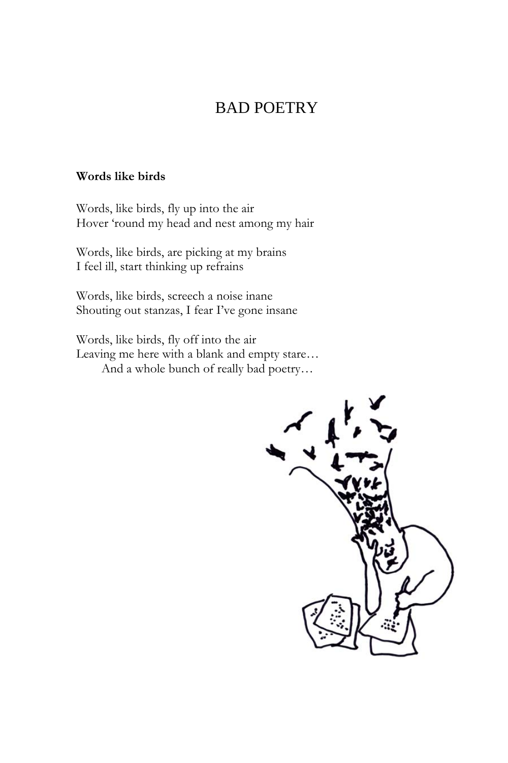# BAD POETRY

**Words like birds**

Words, like birds, fly up into the air
Hover 'round my head and nest among my hair

Words, like birds, are picking at my brains
I feel ill, start thinking up refrains

Words, like birds, screech a noise inane
Shouting out stanzas, I fear I've gone insane

Words, like birds, fly off into the air
Leaving me here with a blank and empty stare…
    And a whole bunch of really bad poetry…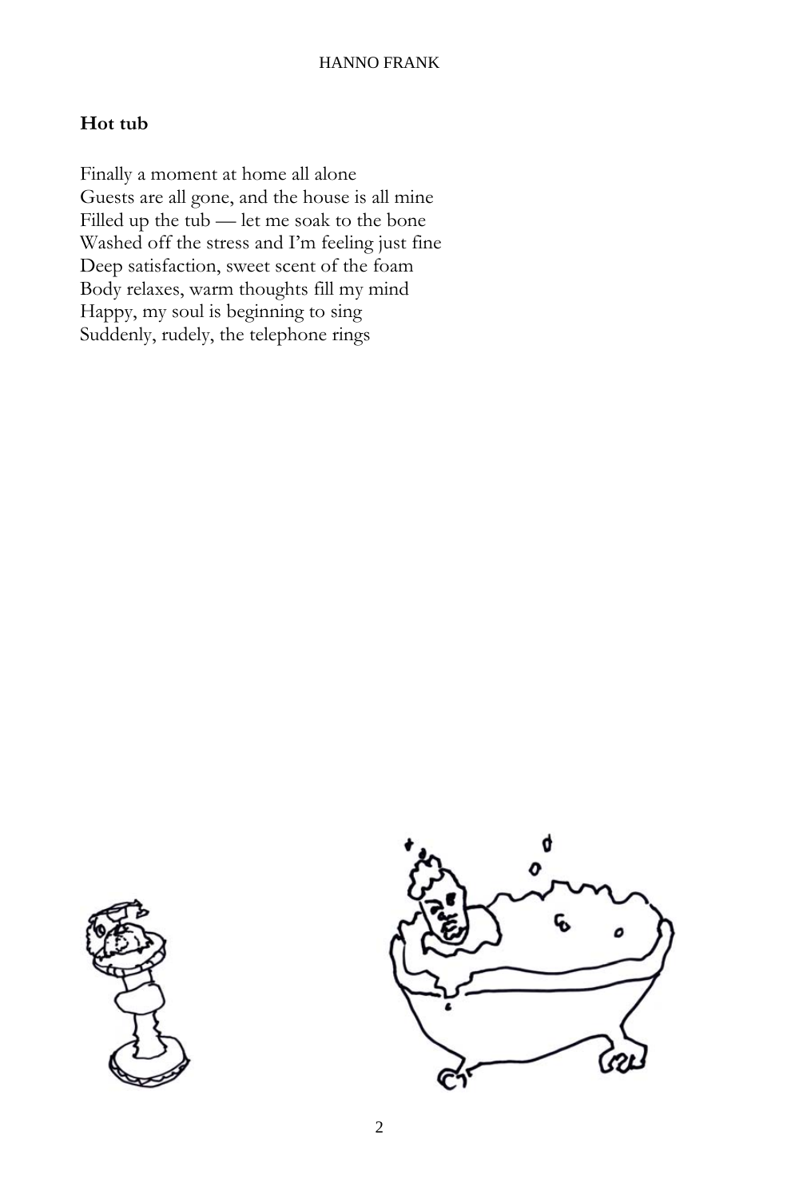## Hot tub

Finally a moment at home all alone  
Guests are all gone, and the house is all mine  
Filled up the tub — let me soak to the bone  
Washed off the stress and I'm feeling just fine  
Deep satisfaction, sweet scent of the foam  
Body relaxes, warm thoughts fill my mind  
Happy, my soul is beginning to sing  
Suddenly, rudely, the telephone rings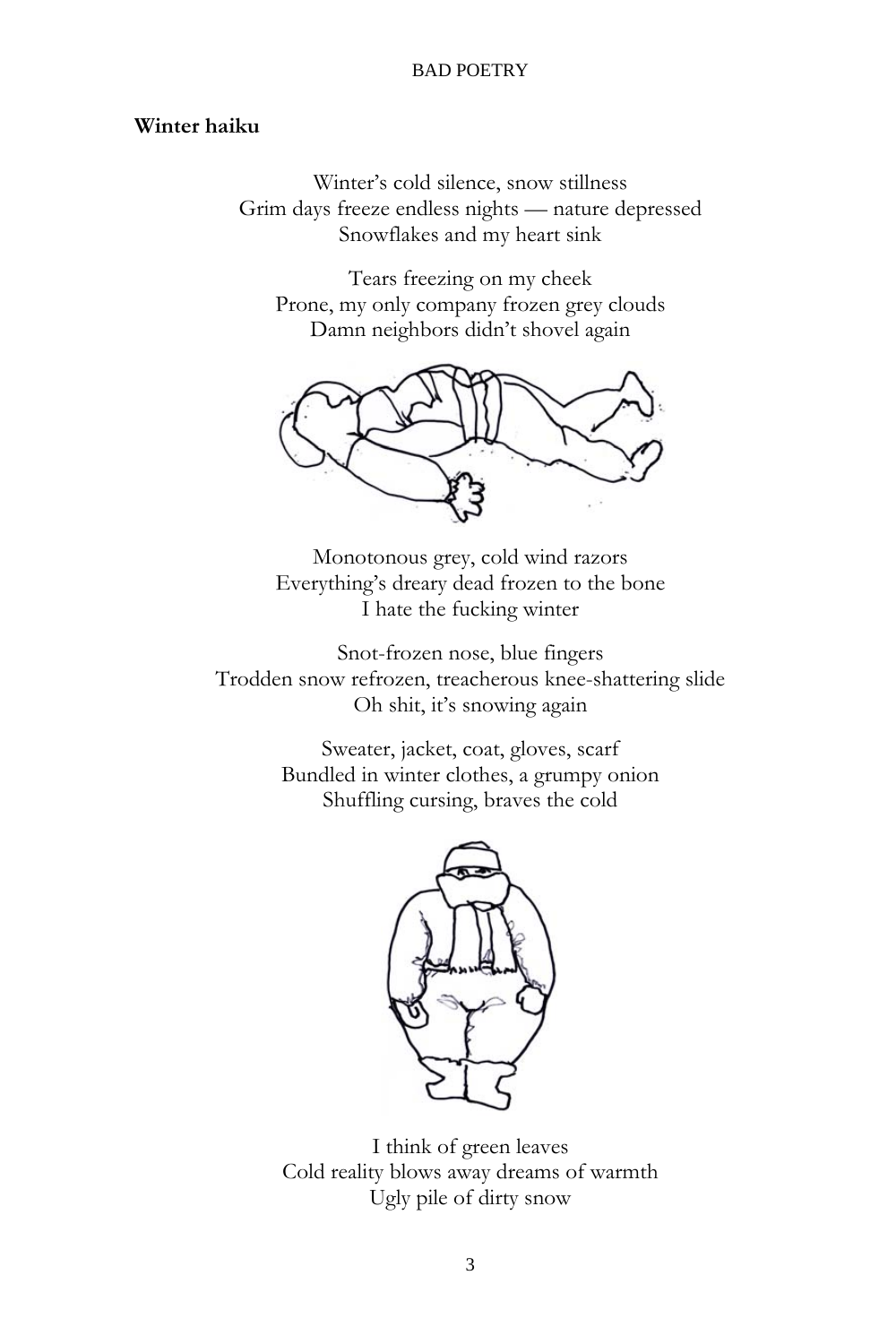**Winter haiku**

Winter's cold silence, snow stillness
Grim days freeze endless nights — nature depressed
Snowflakes and my heart sink

Tears freezing on my cheek
Prone, my only company frozen grey clouds
Damn neighbors didn't shovel again

Monotonous grey, cold wind razors
Everything's dreary dead frozen to the bone
I hate the fucking winter

Snot-frozen nose, blue fingers
Trodden snow refrozen, treacherous knee-shattering slide
Oh shit, it's snowing again

Sweater, jacket, coat, gloves, scarf
Bundled in winter clothes, a grumpy onion
Shuffling cursing, braves the cold

I think of green leaves
Cold reality blows away dreams of warmth
Ugly pile of dirty snow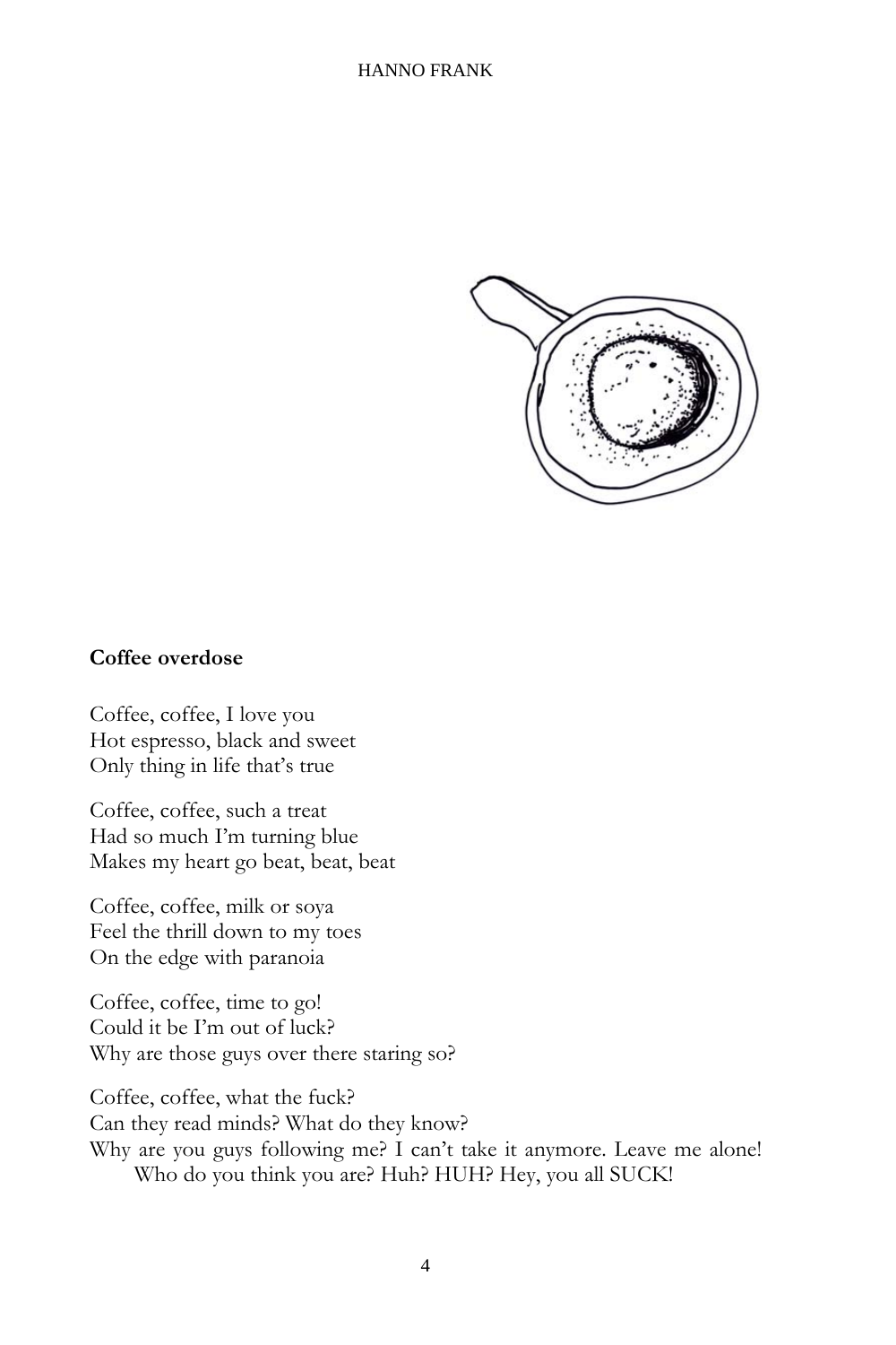**Coffee overdose**

Coffee, coffee, I love you  
Hot espresso, black and sweet  
Only thing in life that's true

Coffee, coffee, such a treat  
Had so much I'm turning blue  
Makes my heart go beat, beat, beat

Coffee, coffee, milk or soya  
Feel the thrill down to my toes  
On the edge with paranoia

Coffee, coffee, time to go!  
Could it be I'm out of luck?  
Why are those guys over there staring so?

Coffee, coffee, what the fuck?  
Can they read minds? What do they know?  
Why are you guys following me? I can't take it anymore. Leave me alone! Who do you think you are? Huh? HUH? Hey, you all SUCK!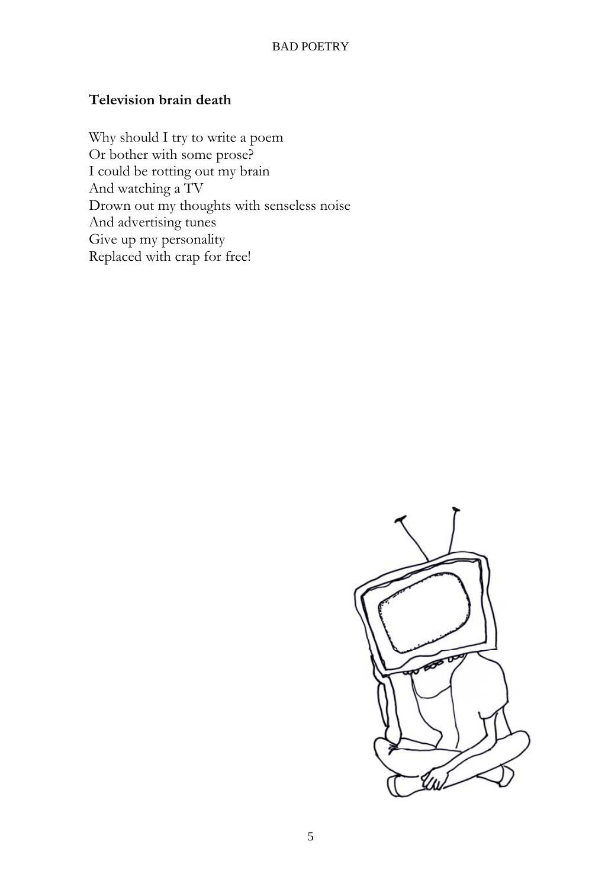### Television brain death

Why should I try to write a poem
Or bother with some prose?
I could be rotting out my brain
And watching a TV
Drown out my thoughts with senseless noise
And advertising tunes
Give up my personality
Replaced with crap for free!